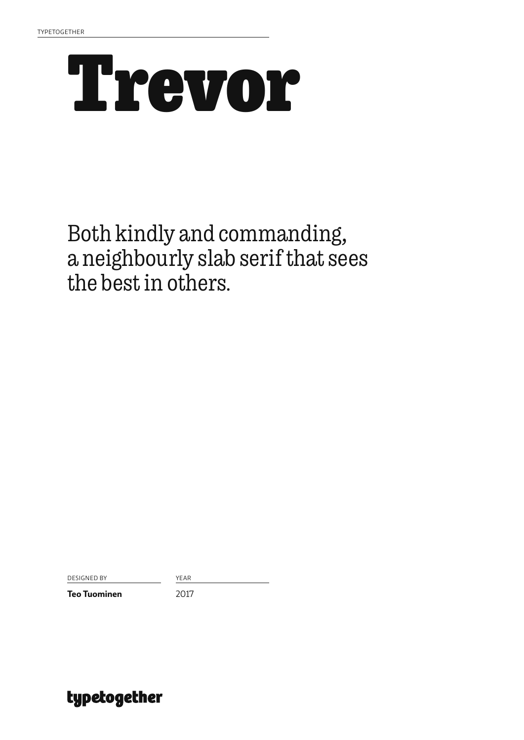TYPETOGETHER

# Trevor

Both kindly and commanding, a neighbourly slab serif that sees the best in others.

| DESIGNED BY | YEAR |
| --- | --- |
| **Teo Tuominen** | 2017 |

typetogether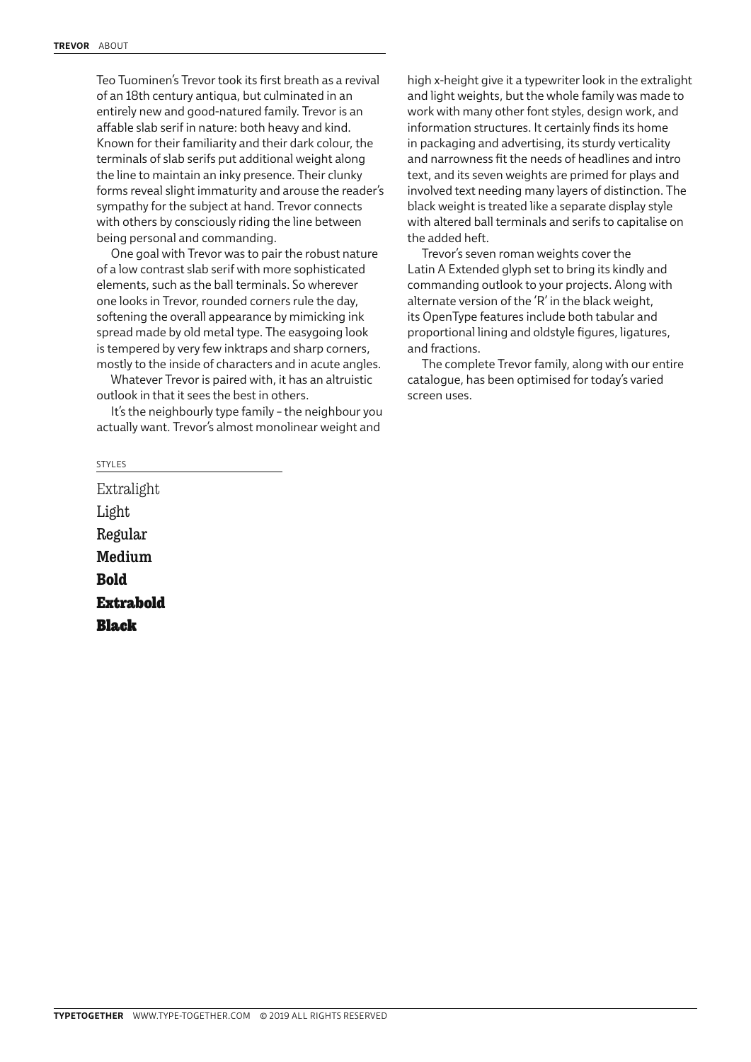Teo Tuominen's Trevor took its first breath as a revival of an 18th century antiqua, but culminated in an entirely new and good-natured family. Trevor is an affable slab serif in nature: both heavy and kind. Known for their familiarity and their dark colour, the terminals of slab serifs put additional weight along the line to maintain an inky presence. Their clunky forms reveal slight immaturity and arouse the reader's sympathy for the subject at hand. Trevor connects with others by consciously riding the line between being personal and commanding.

One goal with Trevor was to pair the robust nature of a low contrast slab serif with more sophisticated elements, such as the ball terminals. So wherever one looks in Trevor, rounded corners rule the day, softening the overall appearance by mimicking ink spread made by old metal type. The easygoing look is tempered by very few inktraps and sharp corners, mostly to the inside of characters and in acute angles.

Whatever Trevor is paired with, it has an altruistic outlook in that it sees the best in others.

It's the neighbourly type family – the neighbour you actually want. Trevor's almost monolinear weight and high x-height give it a typewriter look in the extralight and light weights, but the whole family was made to work with many other font styles, design work, and information structures. It certainly finds its home in packaging and advertising, its sturdy verticality and narrowness fit the needs of headlines and intro text, and its seven weights are primed for plays and involved text needing many layers of distinction. The black weight is treated like a separate display style with altered ball terminals and serifs to capitalise on the added heft.

Trevor's seven roman weights cover the Latin A Extended glyph set to bring its kindly and commanding outlook to your projects. Along with alternate version of the 'R' in the black weight, its OpenType features include both tabular and proportional lining and oldstyle figures, ligatures, and fractions.

The complete Trevor family, along with our entire catalogue, has been optimised for today's varied screen uses.

## STYLES

Extralight
Light
Regular
Medium
**Bold**
**Extrabold**
**Black**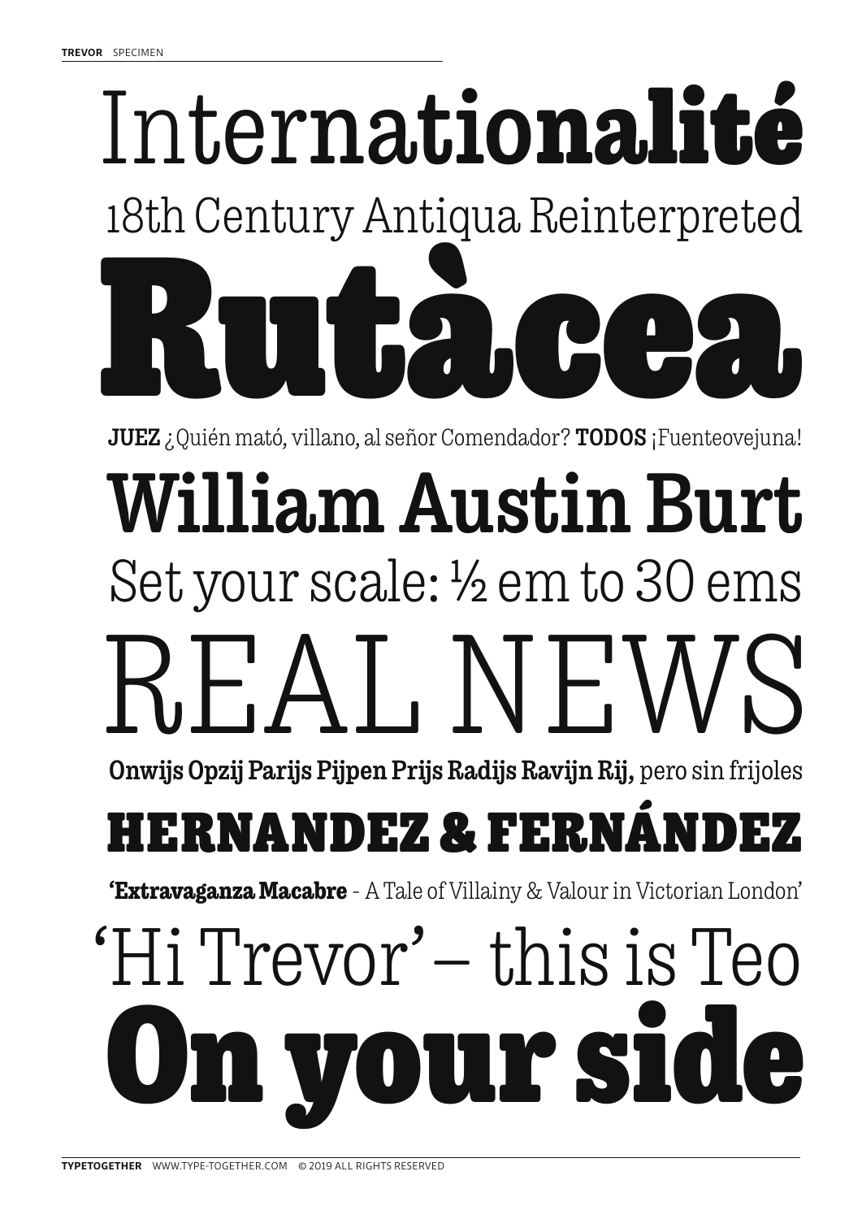Internationalité

18th Century Antiqua Reinterpreted

**Rutàcea**

**JUEZ** ¿Quién mató, villano, al señor Comendador? **TODOS** ¡Fuenteovejuna!

**William Austin Burt**

Set your scale: ½ em to 30 ems

REAL NEWS

**Onwijs Opzij Parijs Pijpen Prijs Radijs Ravijn Rij,** pero sin frijoles

**HERNANDEZ & FERNÁNDEZ**

**'Extravaganza Macabre** - A Tale of Villainy & Valour in Victorian London'

'Hi Trevor' – this is Teo

**On your side**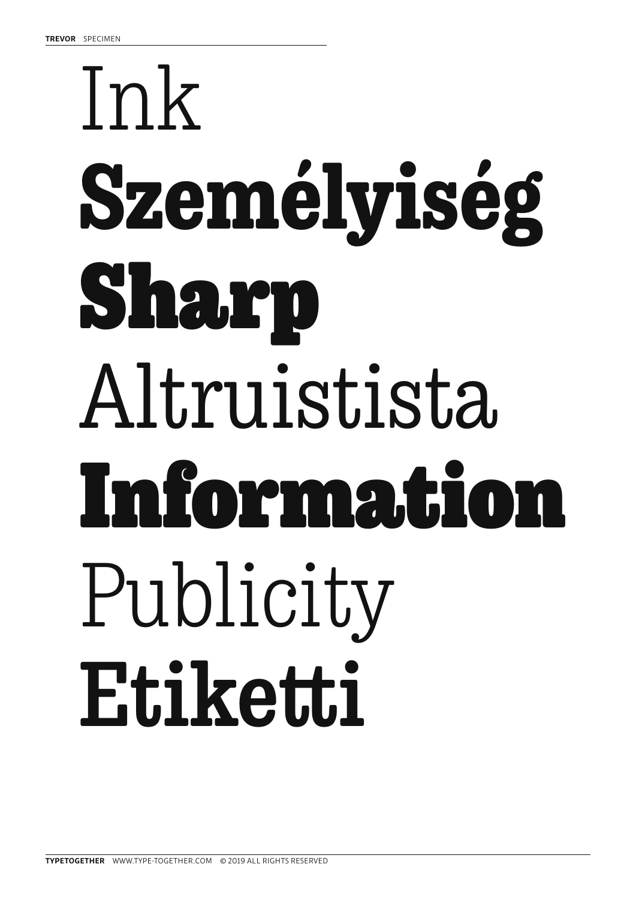Ink

**Személyiség**

**Sharp**

Altruistista

**Information**

Publicity

**Etiketti**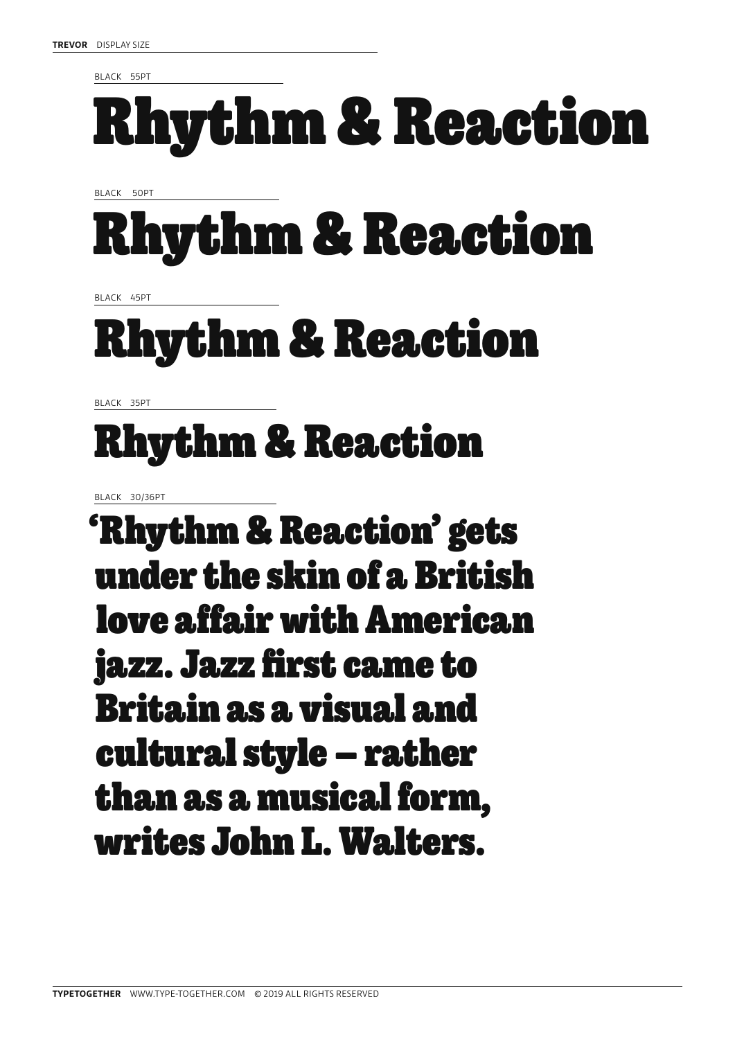**TREVOR** DISPLAY SIZE

BLACK 55PT

# Rhythm & Reaction

BLACK 50PT

# Rhythm & Reaction

BLACK 45PT

# Rhythm & Reaction

BLACK 35PT

## Rhythm & Reaction

BLACK 30/36PT

**‘Rhythm & Reaction’ gets under the skin of a British love affair with American jazz. Jazz first came to Britain as a visual and cultural style – rather than as a musical form, writes John L. Walters.**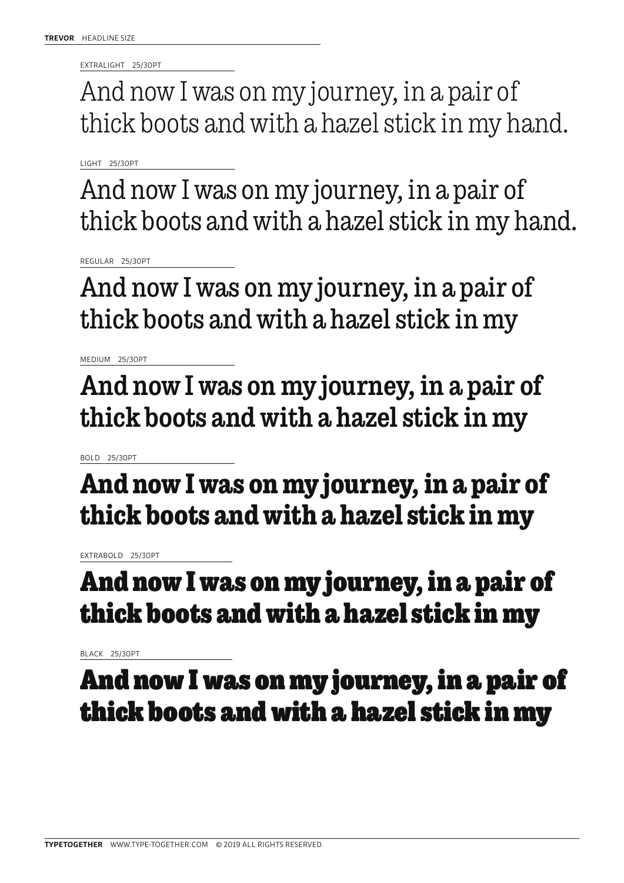**TREVOR** HEADLINE SIZE

EXTRALIGHT 25/30PT

And now I was on my journey, in a pair of thick boots and with a hazel stick in my hand.

LIGHT 25/30PT

And now I was on my journey, in a pair of thick boots and with a hazel stick in my hand.

REGULAR 25/30PT

And now I was on my journey, in a pair of thick boots and with a hazel stick in my

MEDIUM 25/30PT

**And now I was on my journey, in a pair of thick boots and with a hazel stick in my**

BOLD 25/30PT

**And now I was on my journey, in a pair of thick boots and with a hazel stick in my**

EXTRABOLD 25/30PT

**And now I was on my journey, in a pair of thick boots and with a hazel stick in my**

BLACK 25/30PT

**And now I was on my journey, in a pair of thick boots and with a hazel stick in my**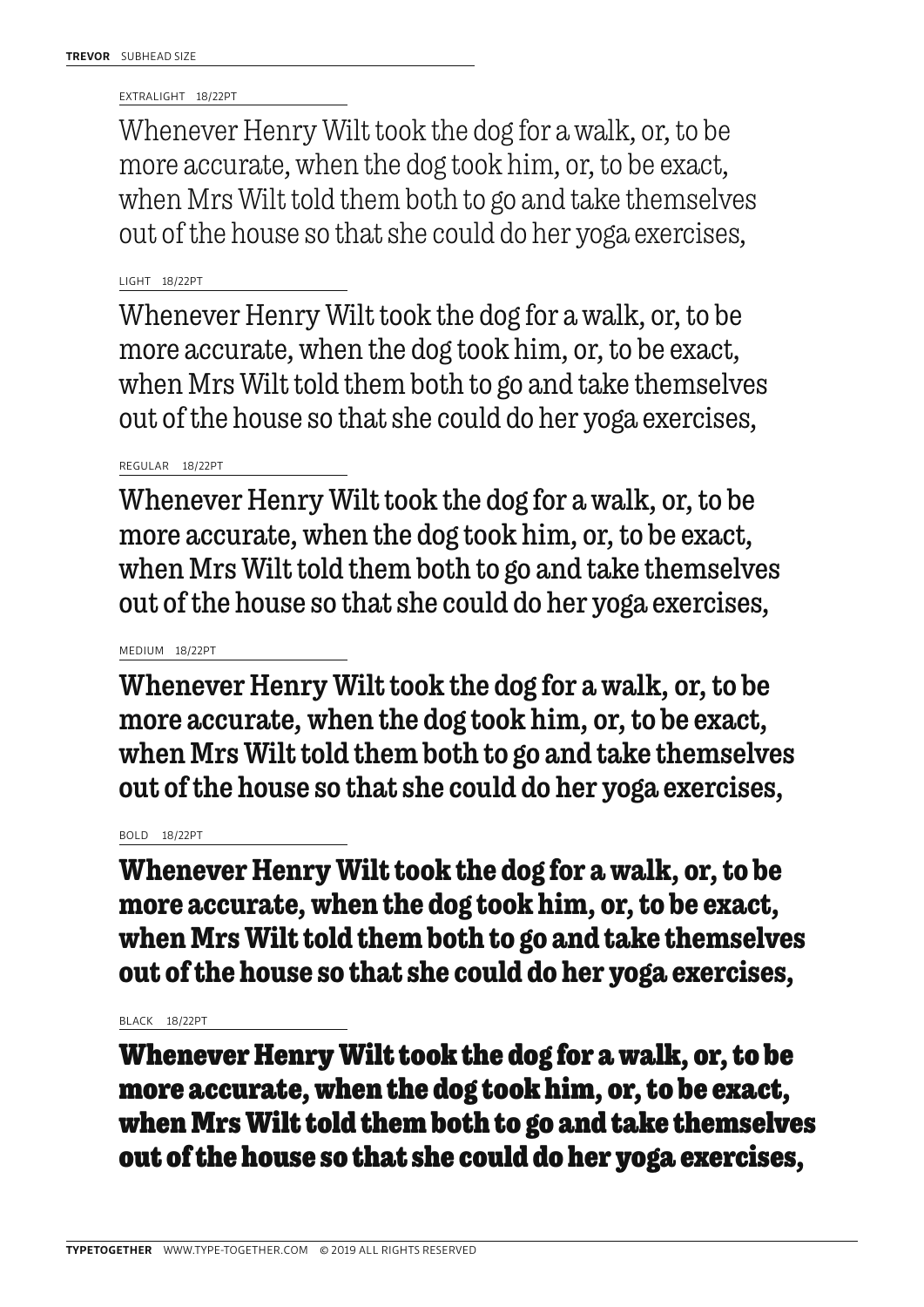**TREVOR** SUBHEAD SIZE

EXTRALIGHT 18/22PT

Whenever Henry Wilt took the dog for a walk, or, to be more accurate, when the dog took him, or, to be exact, when Mrs Wilt told them both to go and take themselves out of the house so that she could do her yoga exercises,

LIGHT 18/22PT

Whenever Henry Wilt took the dog for a walk, or, to be more accurate, when the dog took him, or, to be exact, when Mrs Wilt told them both to go and take themselves out of the house so that she could do her yoga exercises,

REGULAR 18/22PT

Whenever Henry Wilt took the dog for a walk, or, to be more accurate, when the dog took him, or, to be exact, when Mrs Wilt told them both to go and take themselves out of the house so that she could do her yoga exercises,

MEDIUM 18/22PT

**Whenever Henry Wilt took the dog for a walk, or, to be more accurate, when the dog took him, or, to be exact, when Mrs Wilt told them both to go and take themselves out of the house so that she could do her yoga exercises,**

BOLD 18/22PT

**Whenever Henry Wilt took the dog for a walk, or, to be more accurate, when the dog took him, or, to be exact, when Mrs Wilt told them both to go and take themselves out of the house so that she could do her yoga exercises,**

BLACK 18/22PT

**Whenever Henry Wilt took the dog for a walk, or, to be more accurate, when the dog took him, or, to be exact, when Mrs Wilt told them both to go and take themselves out of the house so that she could do her yoga exercises,**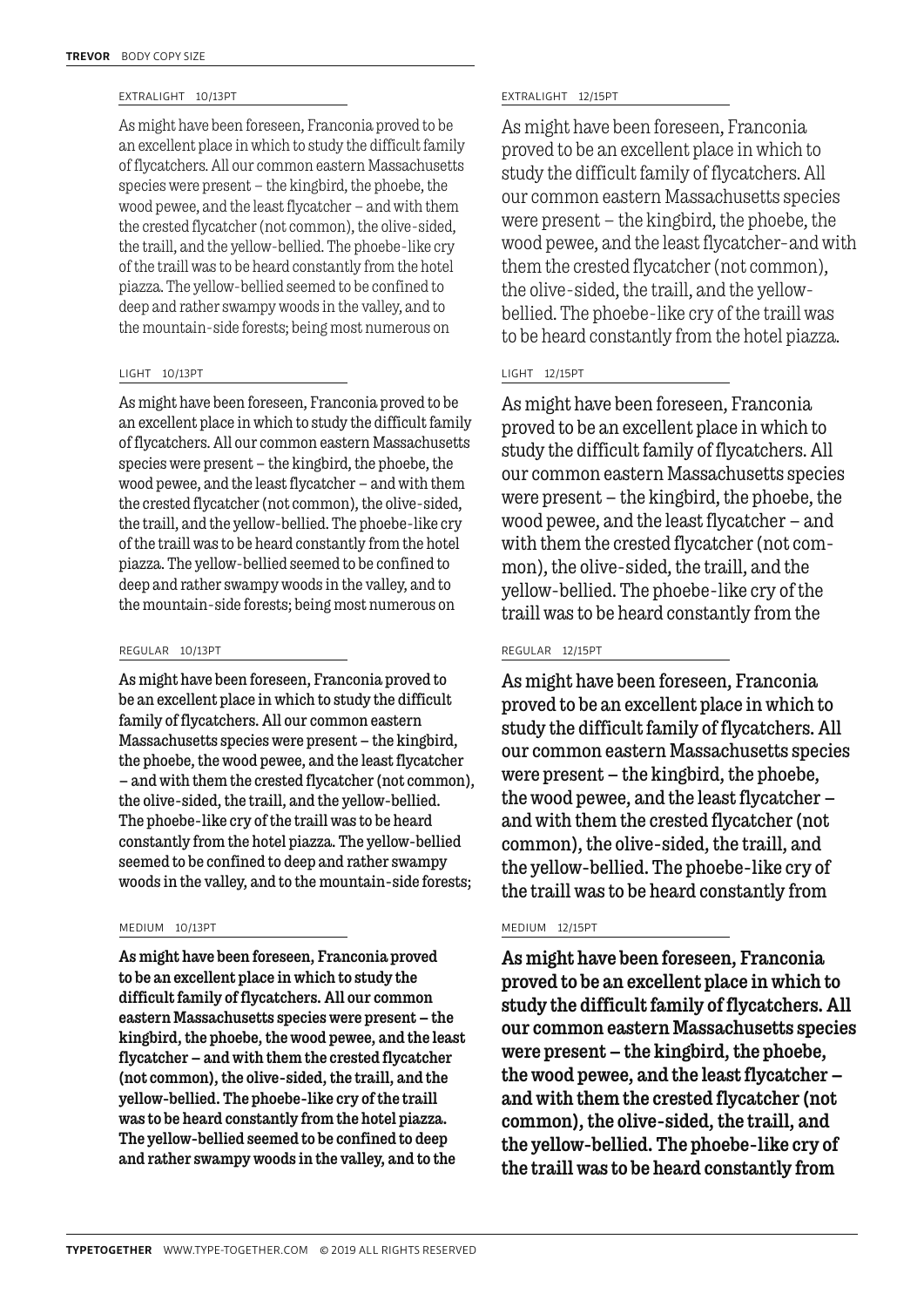**TREVOR** BODY COPY SIZE

EXTRALIGHT 10/13PT

As might have been foreseen, Franconia proved to be an excellent place in which to study the difficult family of flycatchers. All our common eastern Massachusetts species were present – the kingbird, the phoebe, the wood pewee, and the least flycatcher – and with them the crested flycatcher (not common), the olive-sided, the traill, and the yellow-bellied. The phoebe-like cry of the traill was to be heard constantly from the hotel piazza. The yellow-bellied seemed to be confined to deep and rather swampy woods in the valley, and to the mountain-side forests; being most numerous on

LIGHT 10/13PT

As might have been foreseen, Franconia proved to be an excellent place in which to study the difficult family of flycatchers. All our common eastern Massachusetts species were present – the kingbird, the phoebe, the wood pewee, and the least flycatcher – and with them the crested flycatcher (not common), the olive-sided, the traill, and the yellow-bellied. The phoebe-like cry of the traill was to be heard constantly from the hotel piazza. The yellow-bellied seemed to be confined to deep and rather swampy woods in the valley, and to the mountain-side forests; being most numerous on

REGULAR 10/13PT

As might have been foreseen, Franconia proved to be an excellent place in which to study the difficult family of flycatchers. All our common eastern Massachusetts species were present – the kingbird, the phoebe, the wood pewee, and the least flycatcher – and with them the crested flycatcher (not common), the olive-sided, the traill, and the yellow-bellied. The phoebe-like cry of the traill was to be heard constantly from the hotel piazza. The yellow-bellied seemed to be confined to deep and rather swampy woods in the valley, and to the mountain-side forests;

MEDIUM 10/13PT

**As might have been foreseen, Franconia proved to be an excellent place in which to study the difficult family of flycatchers. All our common eastern Massachusetts species were present – the kingbird, the phoebe, the wood pewee, and the least flycatcher – and with them the crested flycatcher (not common), the olive-sided, the traill, and the yellow-bellied. The phoebe-like cry of the traill was to be heard constantly from the hotel piazza. The yellow-bellied seemed to be confined to deep and rather swampy woods in the valley, and to the**

EXTRALIGHT 12/15PT

As might have been foreseen, Franconia proved to be an excellent place in which to study the difficult family of flycatchers. All our common eastern Massachusetts species were present – the kingbird, the phoebe, the wood pewee, and the least flycatcher-and with them the crested flycatcher (not common), the olive-sided, the traill, and the yellow-bellied. The phoebe-like cry of the traill was to be heard constantly from the hotel piazza.

LIGHT 12/15PT

As might have been foreseen, Franconia proved to be an excellent place in which to study the difficult family of flycatchers. All our common eastern Massachusetts species were present – the kingbird, the phoebe, the wood pewee, and the least flycatcher – and with them the crested flycatcher (not common), the olive-sided, the traill, and the yellow-bellied. The phoebe-like cry of the traill was to be heard constantly from the

REGULAR 12/15PT

As might have been foreseen, Franconia proved to be an excellent place in which to study the difficult family of flycatchers. All our common eastern Massachusetts species were present – the kingbird, the phoebe, the wood pewee, and the least flycatcher – and with them the crested flycatcher (not common), the olive-sided, the traill, and the yellow-bellied. The phoebe-like cry of the traill was to be heard constantly from

MEDIUM 12/15PT

**As might have been foreseen, Franconia proved to be an excellent place in which to study the difficult family of flycatchers. All our common eastern Massachusetts species were present – the kingbird, the phoebe, the wood pewee, and the least flycatcher – and with them the crested flycatcher (not common), the olive-sided, the traill, and the yellow-bellied. The phoebe-like cry of the traill was to be heard constantly from**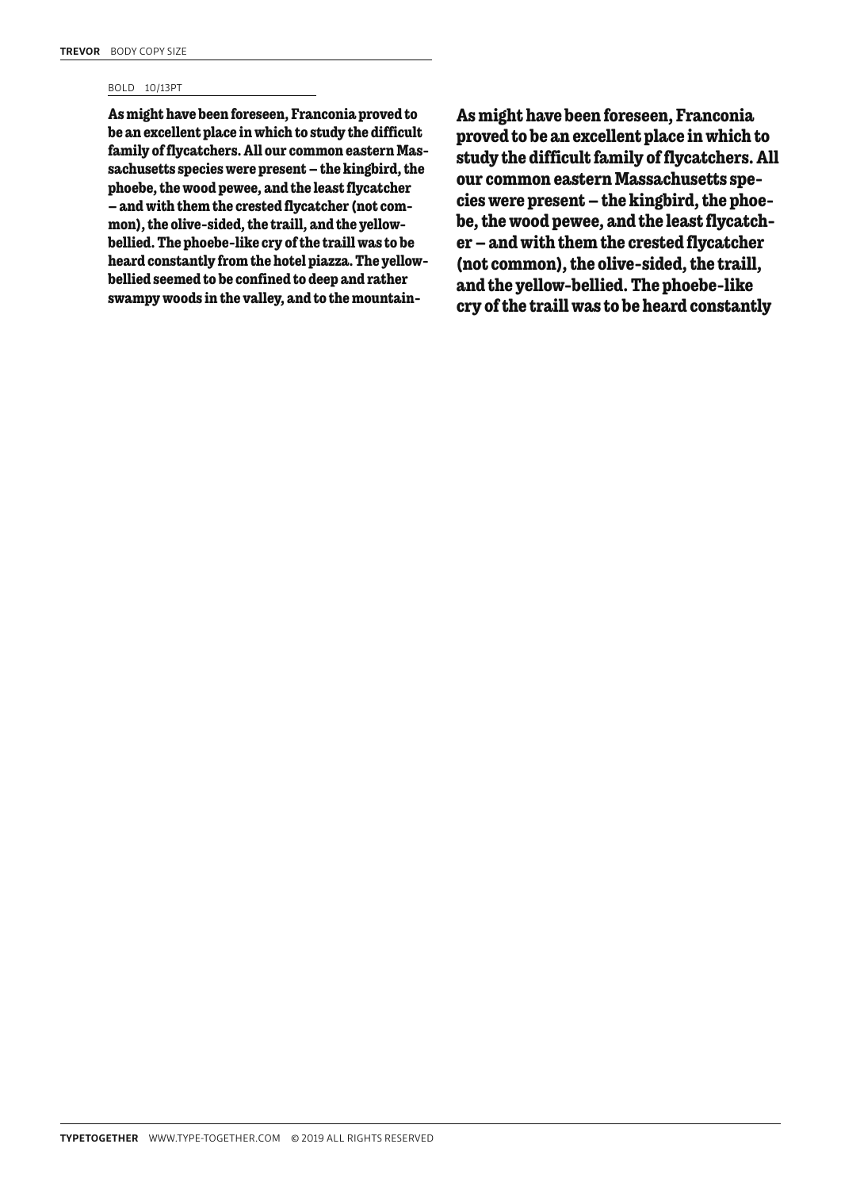**TREVOR** BODY COPY SIZE

BOLD 10/13PT

**As might have been foreseen, Franconia proved to be an excellent place in which to study the difficult family of flycatchers. All our common eastern Massachusetts species were present – the kingbird, the phoebe, the wood pewee, and the least flycatcher – and with them the crested flycatcher (not common), the olive-sided, the traill, and the yellow-bellied. The phoebe-like cry of the traill was to be heard constantly from the hotel piazza. The yellow-bellied seemed to be confined to deep and rather swampy woods in the valley, and to the mountain-**

**As might have been foreseen, Franconia proved to be an excellent place in which to study the difficult family of flycatchers. All our common eastern Massachusetts species were present – the kingbird, the phoebe, the wood pewee, and the least flycatcher – and with them the crested flycatcher (not common), the olive-sided, the traill, and the yellow-bellied. The phoebe-like cry of the traill was to be heard constantly**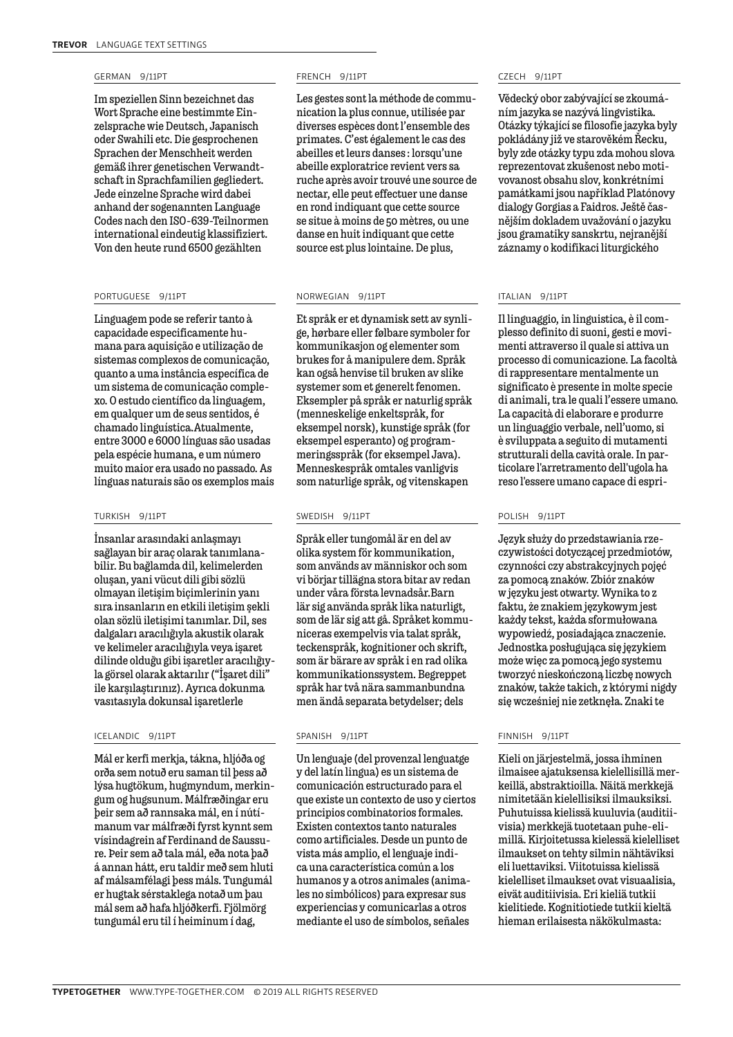**TREVOR** LANGUAGE TEXT SETTINGS

### GERMAN 9/11PT

Im speziellen Sinn bezeichnet das Wort Sprache eine bestimmte Einzelsprache wie Deutsch, Japanisch oder Swahili etc. Die gesprochenen Sprachen der Menschheit werden gemäß ihrer genetischen Verwandtschaft in Sprachfamilien gegliedert. Jede einzelne Sprache wird dabei anhand der sogenannten Language Codes nach den ISO-639-Teilnormen international eindeutig klassifiziert. Von den heute rund 6500 gezählten

### FRENCH 9/11PT

Les gestes sont la méthode de communication la plus connue, utilisée par diverses espèces dont l'ensemble des primates. C'est également le cas des abeilles et leurs danses : lorsqu'une abeille exploratrice revient vers sa ruche après avoir trouvé une source de nectar, elle peut effectuer une danse en rond indiquant que cette source se situe à moins de 50 mètres, ou une danse en huit indiquant que cette source est plus lointaine. De plus,

### CZECH 9/11PT

Vědecký obor zabývající se zkoumáním jazyka se nazývá lingvistika. Otázky týkající se filosofie jazyka byly pokládány již ve starověkém Řecku, byly zde otázky typu zda mohou slova reprezentovat zkušenost nebo motivovanost obsahu slov, konkrétními památkami jsou například Platónovy dialogy Gorgias a Faidros. Ještě časnějším dokladem uvažování o jazyku jsou gramatiky sanskrtu, nejranější záznamy o kodifikaci liturgického

### PORTUGUESE 9/11PT

Linguagem pode se referir tanto à capacidade especificamente humana para aquisição e utilização de sistemas complexos de comunicação, quanto a uma instância específica de um sistema de comunicação complexo. O estudo científico da linguagem, em qualquer um de seus sentidos, é chamado linguística. Atualmente, entre 3000 e 6000 línguas são usadas pela espécie humana, e um número muito maior era usado no passado. As línguas naturais são os exemplos mais

### NORWEGIAN 9/11PT

Et språk er et dynamisk sett av synlige, hørbare eller følbare symboler for kommunikasjon og elementer som brukes for å manipulere dem. Språk kan også henvise til bruken av slike systemer som et generelt fenomen. Eksempler på språk er naturlig språk (menneskelige enkeltspråk, for eksempel norsk), kunstige språk (for eksempel esperanto) og programmeringsspråk (for eksempel Java). Menneskespråk omtales vanligvis som naturlige språk, og vitenskapen

### ITALIAN 9/11PT

Il linguaggio, in linguistica, è il complesso definito di suoni, gesti e movimenti attraverso il quale si attiva un processo di comunicazione. La facoltà di rappresentare mentalmente un significato è presente in molte specie di animali, tra le quali l'essere umano. La capacità di elaborare e produrre un linguaggio verbale, nell'uomo, si è sviluppata a seguito di mutamenti strutturali della cavità orale. In particolare l'arretramento dell'ugola ha reso l'essere umano capace di espri-

### TURKISH 9/11PT

İnsanlar arasındaki anlaşmayı sağlayan bir araç olarak tanımlanabilir. Bu bağlamda dil, kelimelerden oluşan, yani vücut dili gibi sözlü olmayan iletişim biçimlerinin yanı sıra insanların en etkili iletişim şekli olan sözlü iletişimi tanımlar. Dil, ses dalgaları aracılığıyla akustik olarak ve kelimeler aracılığıyla veya işaret dilinde olduğu gibi işaretler aracılığıyla görsel olarak aktarılır ("İşaret dili" ile karşılaştırınız). Ayrıca dokunma vasıtasıyla dokunsal işaretlerle

### SWEDISH 9/11PT

Språk eller tungomål är en del av olika system för kommunikation, som används av människor och som vi börjar tillägna stora bitar av redan under våra första levnadsår. Barn lär sig använda språk lika naturligt, som de lär sig att gå. Språket kommuniceras exempelvis via talat språk, teckenspråk, kognitioner och skrift, som är bärare av språk i en rad olika kommunikationssystem. Begreppet språk har två nära sammanbundna men ändå separata betydelser; dels

### POLISH 9/11PT

Język służy do przedstawiania rzeczywistości dotyczącej przedmiotów, czynności czy abstrakcyjnych pojęć za pomocą znaków. Zbiór znaków w języku jest otwarty. Wynika to z faktu, że znakiem językowym jest każdy tekst, każda sformułowana wypowiedź, posiadająca znaczenie. Jednostka posługująca się językiem może więc za pomocą jego systemu tworzyć nieskończoną liczbę nowych znaków, także takich, z którymi nigdy się wcześniej nie zetknęła. Znaki te

### ICELANDIC 9/11PT

Mál er kerfi merkja, tákna, hljóða og orða sem notuð eru saman til þess að lýsa hugtökum, hugmyndum, merkingum og hugsunum. Málfræðingar eru þeir sem að rannsaka mál, en í nútímanum var málfræði fyrst kynnt sem vísindagrein af Ferdinand de Saussure. Þeir sem að tala mál, eða nota það á annan hátt, eru taldir með sem hluti af málsamfélagi þess máls. Tungumál er hugtak sérstaklega notað um þau mál sem að hafa hljóðkerfi. Fjölmörg tungumál eru til í heiminum í dag,

### SPANISH 9/11PT

Un lenguaje (del provenzal lenguatge y del latín lingua) es un sistema de comunicación estructurado para el que existe un contexto de uso y ciertos principios combinatorios formales. Existen contextos tanto naturales como artificiales. Desde un punto de vista más amplio, el lenguaje indica una característica común a los humanos y a otros animales (animales no simbólicos) para expresar sus experiencias y comunicarlas a otros mediante el uso de símbolos, señales

### FINNISH 9/11PT

Kieli on järjestelmä, jossa ihminen ilmaisee ajatuksensa kielellisillä merkeillä, abstraktioilla. Näitä merkkejä nimitetään kielellisiksi ilmauksiksi. Puhutuissa kielissä kuuluvia (auditiivisia) merkkejä tuotetaan puhe-elimillä. Kirjoitetussa kielessä kielelliset ilmaukset on tehty silmin nähtäviksi eli luettaviksi. Viitotuissa kielissä kielelliset ilmaukset ovat visuaalisia, eivät auditiivisia. Eri kieliä tutkii kielitiede. Kognitiotiede tutkii kieltä hieman erilaisesta näkökulmasta:

**TYPETOGETHER** WWW.TYPE-TOGETHER.COM © 2019 ALL RIGHTS RESERVED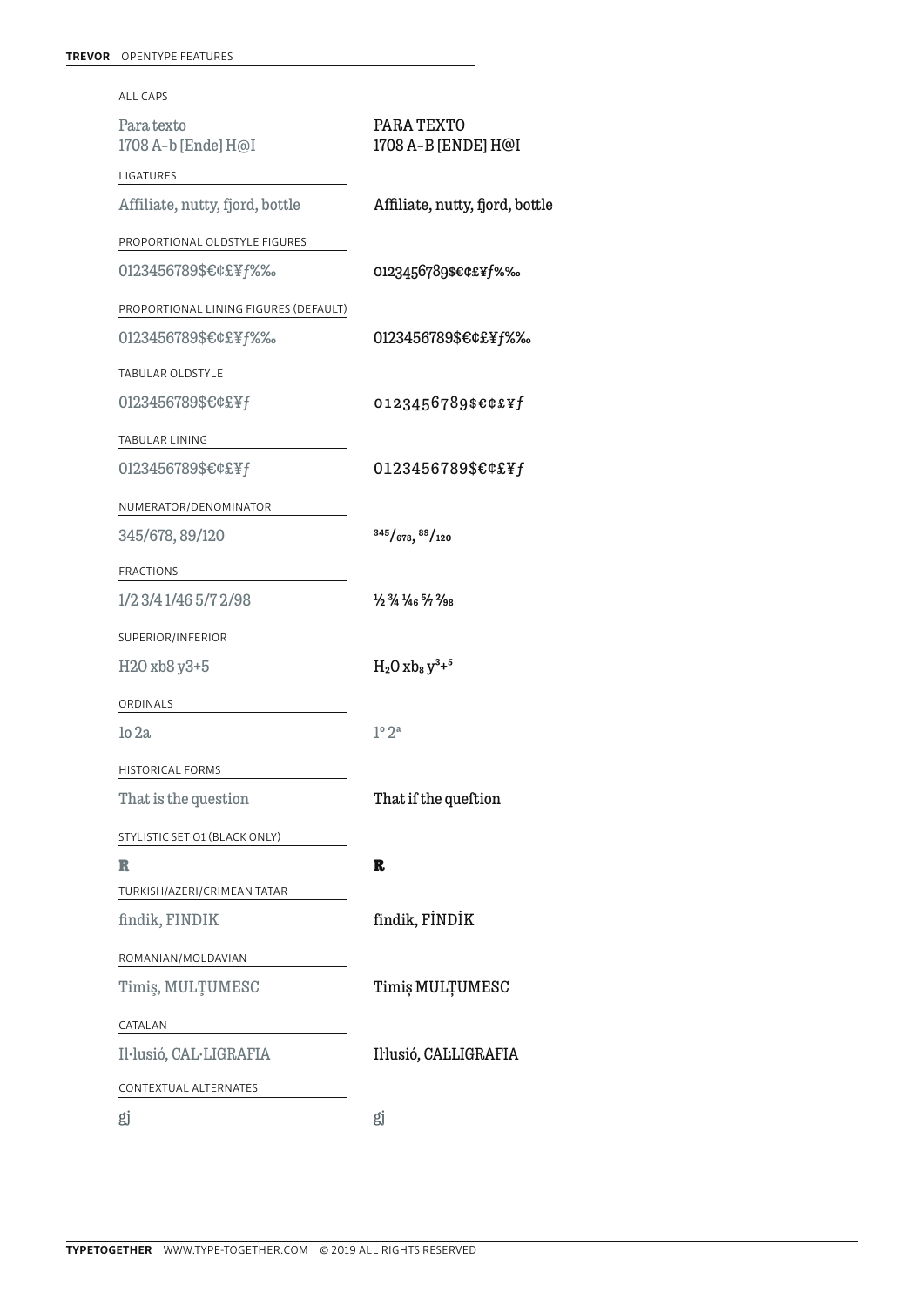## OPENTYPE FEATURES

| Feature | Default | Applied |
| --- | --- | --- |
| ALL CAPS | Para texto<br>1708 A-b [Ende] H@I | PARA TEXTO<br>1708 A-B [ENDE] H@I |
| LIGATURES | Affiliate, nutty, fjord, bottle | Affiliate, nutty, fjord, bottle |
| PROPORTIONAL OLDSTYLE FIGURES | 0123456789$€¢£¥ƒ%‰ | 0123456789$€¢£¥ƒ%‰ |
| PROPORTIONAL LINING FIGURES (DEFAULT) | 0123456789$€¢£¥ƒ%‰ | 0123456789$€¢£¥ƒ%‰ |
| TABULAR OLDSTYLE | 0123456789$€¢£¥ƒ | 0123456789$€¢£¥ƒ |
| TABULAR LINING | 0123456789$€¢£¥ƒ | 0123456789$€¢£¥ƒ |
| NUMERATOR/DENOMINATOR | 345/678, 89/120 | $^{345}/_{678}$, $^{89}/_{120}$ |
| FRACTIONS | 1/2 3/4 1/46 5/7 2/98 | ½ ¾ $^{1}/_{46}$ $^{5}/_{7}$ $^{2}/_{98}$ |
| SUPERIOR/INFERIOR | H2O xb8 y3+5 | $H_2O$ $xb_8$ $y^{3+5}$ |
| ORDINALS | 1o 2a | 1º 2ª |
| HISTORICAL FORMS | That is the question | That iſ the queſtion |
| STYLISTIC SET 01 (BLACK ONLY) | R | R |
| TURKISH/AZERI/CRIMEAN TATAR | findik, FINDIK | findik, FİNDİK |
| ROMANIAN/MOLDAVIAN | Timiş, MULŢUMESC | Timiș MULȚUMESC |
| CATALAN | Il·lusió, CAL·LIGRAFIA | Il·lusió, CAL·LIGRAFIA |
| CONTEXTUAL ALTERNATES | gj | gj |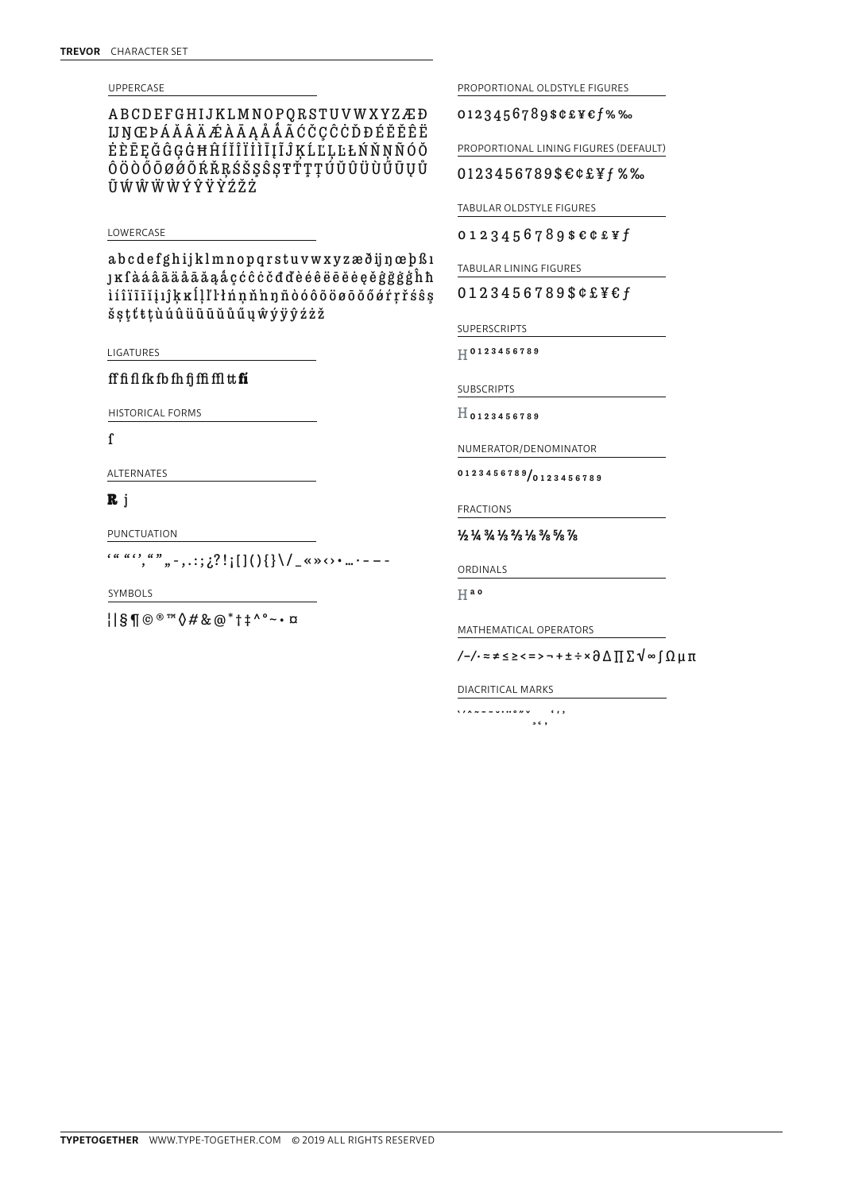## UPPERCASE

ABCDEFGHIJKLMNOPQRSTUVWXYZÆÐ
IJŊŒÞÁĂÂÄÆÀĀĄÅǺÃĆČÇĈĊĎĐÉĔĚÊË
ĖÈĒĘĞĜĢĠĦĤÍĬÎÏİÌĪĮĨĴĶĹĽĻĿŁŃŇŅÑÓŎ
ÔÖÒŐŌØǾÕŔŘŖŚŠŞŜȘŦŤŢȚÚŬÛÜÙŰŪŲŮ
ŨẂŴẄẀÝŶŸỲŹŽŻ

## LOWERCASE

abcdefghijklmnopqrstuvwxyzæðijŋœþßı
ȷĸſàáâãäåāăąǻçćĉċčďđèéêëēĕėęěĝğġģĥħ
ìíîïĩīĭįıĵķĸĺļľŀłńņňŉŋñòóôõöøōŏőǿŕŗřśŝş
šșţťŧțùúûüũūŭůűųŵýÿŷźżž

## LIGATURES

ff fi fl fk fb fh fj ffi ffl tt fi

## HISTORICAL FORMS

ſ

## ALTERNATES

R j

## PUNCTUATION

' " " ' , " " „ - , . : ; ¿ ? ! ¡ [ ] ( ) { } \ / _ « » ‹ › • … · – — -

## SYMBOLS

¦ | § ¶ © ® ™ ◊ # & @ * † ‡ ^ ° ~ • ¤

## PROPORTIONAL OLDSTYLE FIGURES

0123456789$¢£¥€ƒ%‰

## PROPORTIONAL LINING FIGURES (DEFAULT)

0123456789$€¢£¥ƒ%‰

## TABULAR OLDSTYLE FIGURES

0123456789$€¢£¥ƒ

## TABULAR LINING FIGURES

0123456789$¢£¥€ƒ

## SUPERSCRIPTS

H$^{0123456789}$

## SUBSCRIPTS

H$_{0123456789}$

## NUMERATOR/DENOMINATOR

$^{0123456789}$/$_{0123456789}$

## FRACTIONS

½ ¼ ¾ ⅓ ⅔ ⅛ ⅜ ⅝ ⅞

## ORDINALS

H$^{a\,o}$

## MATHEMATICAL OPERATORS

/ − / · ≈ ≠ ≤ ≥ < = > ¬ + ± ÷ × ∂ ∆ ∏ ∑ √ ∞ ∫ Ω µ π

## DIACRITICAL MARKS

` ´ ^ ˜ ¨ ¯ ˘ ˙ ˝ ˚ ˇ ‘ ’ , ¸ ˛ ‘ ,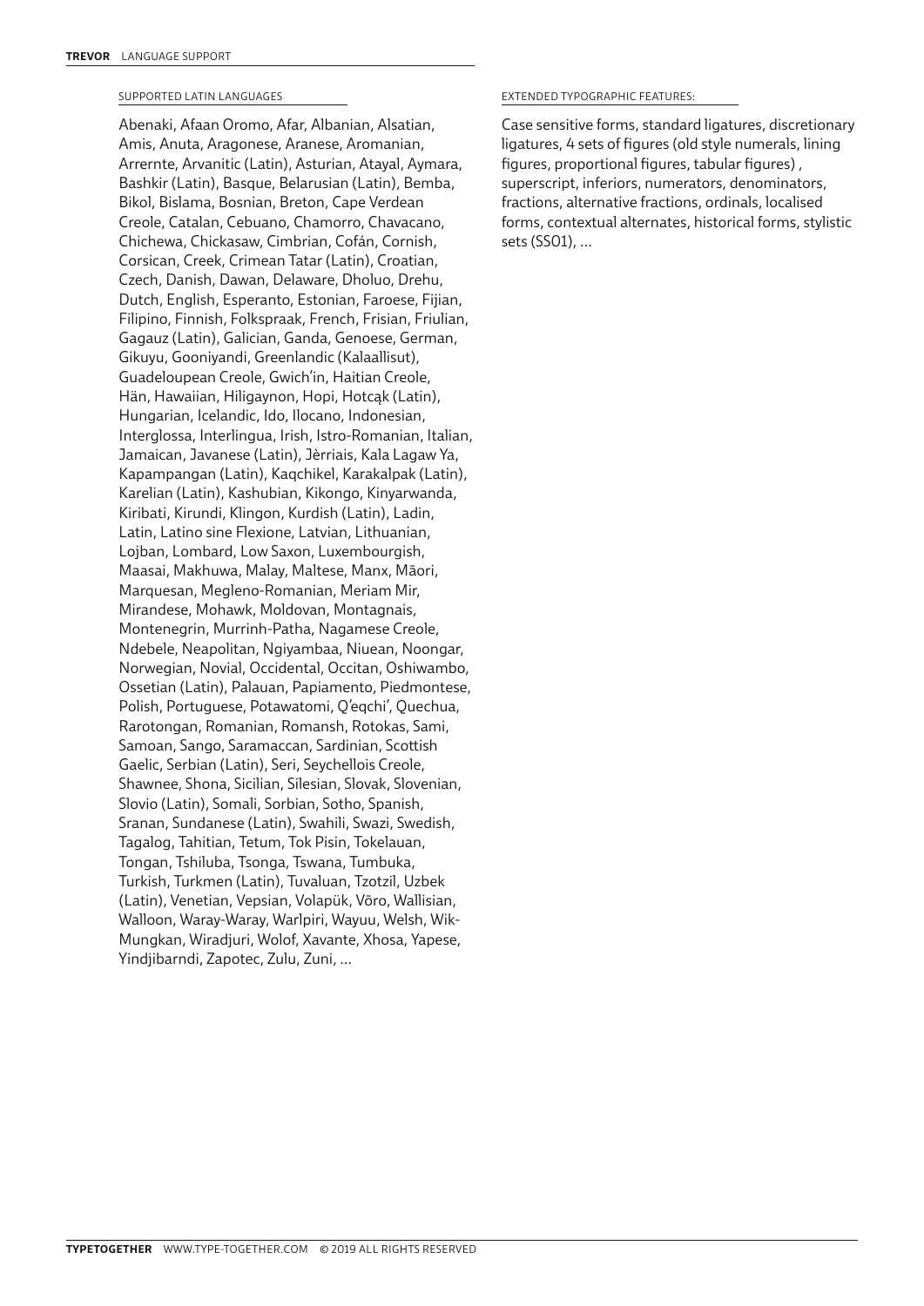## SUPPORTED LATIN LANGUAGES

Abenaki, Afaan Oromo, Afar, Albanian, Alsatian, Amis, Anuta, Aragonese, Aranese, Aromanian, Arrernte, Arvanitic (Latin), Asturian, Atayal, Aymara, Bashkir (Latin), Basque, Belarusian (Latin), Bemba, Bikol, Bislama, Bosnian, Breton, Cape Verdean Creole, Catalan, Cebuano, Chamorro, Chavacano, Chichewa, Chickasaw, Cimbrian, Cofán, Cornish, Corsican, Creek, Crimean Tatar (Latin), Croatian, Czech, Danish, Dawan, Delaware, Dholuo, Drehu, Dutch, English, Esperanto, Estonian, Faroese, Fijian, Filipino, Finnish, Folkspraak, French, Frisian, Friulian, Gagauz (Latin), Galician, Ganda, Genoese, German, Gikuyu, Gooniyandi, Greenlandic (Kalaallisut), Guadeloupean Creole, Gwich'in, Haitian Creole, Hän, Hawaiian, Hiligaynon, Hopi, Hotcąk (Latin), Hungarian, Icelandic, Ido, Ilocano, Indonesian, Interglossa, Interlingua, Irish, Istro-Romanian, Italian, Jamaican, Javanese (Latin), Jèrriais, Kala Lagaw Ya, Kapampangan (Latin), Kaqchikel, Karakalpak (Latin), Karelian (Latin), Kashubian, Kikongo, Kinyarwanda, Kiribati, Kirundi, Klingon, Kurdish (Latin), Ladin, Latin, Latino sine Flexione, Latvian, Lithuanian, Lojban, Lombard, Low Saxon, Luxembourgish, Maasai, Makhuwa, Malay, Maltese, Manx, Māori, Marquesan, Megleno-Romanian, Meriam Mir, Mirandese, Mohawk, Moldovan, Montagnais, Montenegrin, Murrinh-Patha, Nagamese Creole, Ndebele, Neapolitan, Ngiyambaa, Niuean, Noongar, Norwegian, Novial, Occidental, Occitan, Oshiwambo, Ossetian (Latin), Palauan, Papiamento, Piedmontese, Polish, Portuguese, Potawatomi, Q'eqchi', Quechua, Rarotongan, Romanian, Romansh, Rotokas, Sami, Samoan, Sango, Saramaccan, Sardinian, Scottish Gaelic, Serbian (Latin), Seri, Seychellois Creole, Shawnee, Shona, Sicilian, Silesian, Slovak, Slovenian, Slovio (Latin), Somali, Sorbian, Sotho, Spanish, Sranan, Sundanese (Latin), Swahili, Swazi, Swedish, Tagalog, Tahitian, Tetum, Tok Pisin, Tokelauan, Tongan, Tshiluba, Tsonga, Tswana, Tumbuka, Turkish, Turkmen (Latin), Tuvaluan, Tzotzil, Uzbek (Latin), Venetian, Vepsian, Volapük, Võro, Wallisian, Walloon, Waray-Waray, Warlpiri, Wayuu, Welsh, Wik-Mungkan, Wiradjuri, Wolof, Xavante, Xhosa, Yapese, Yindjibarndi, Zapotec, Zulu, Zuni, ...

## EXTENDED TYPOGRAPHIC FEATURES:

Case sensitive forms, standard ligatures, discretionary ligatures, 4 sets of figures (old style numerals, lining figures, proportional figures, tabular figures) , superscript, inferiors, numerators, denominators, fractions, alternative fractions, ordinals, localised forms, contextual alternates, historical forms, stylistic sets (SS01), ...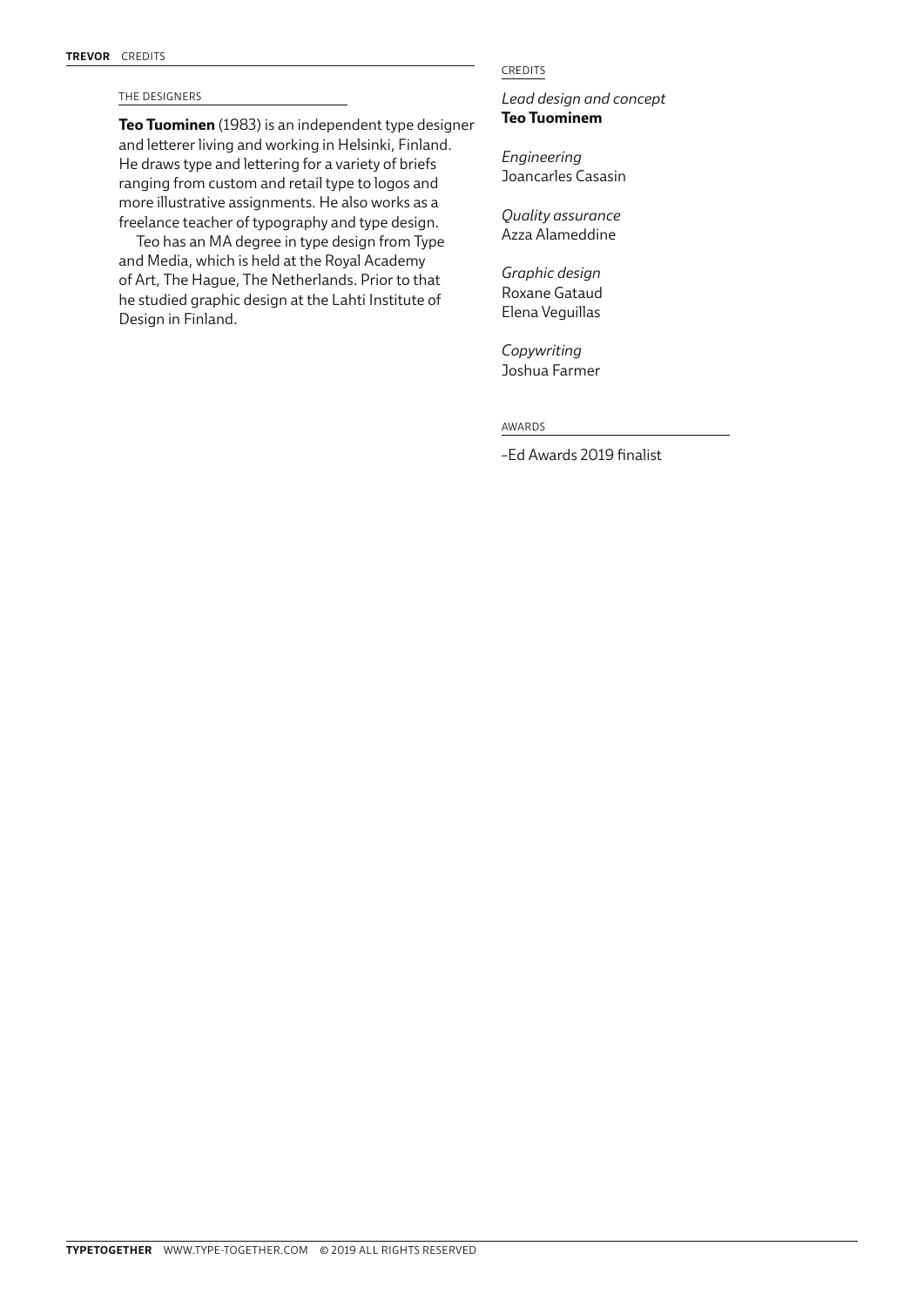## THE DESIGNERS

**Teo Tuominen** (1983) is an independent type designer and letterer living and working in Helsinki, Finland. He draws type and lettering for a variety of briefs ranging from custom and retail type to logos and more illustrative assignments. He also works as a freelance teacher of typography and type design.

Teo has an MA degree in type design from Type and Media, which is held at the Royal Academy of Art, The Hague, The Netherlands. Prior to that he studied graphic design at the Lahti Institute of Design in Finland.

## CREDITS

*Lead design and concept*
**Teo Tuominem**

*Engineering*
Joancarles Casasin

*Quality assurance*
Azza Alameddine

*Graphic design*
Roxane Gataud
Elena Veguillas

*Copywriting*
Joshua Farmer

## AWARDS

–Ed Awards 2019 finalist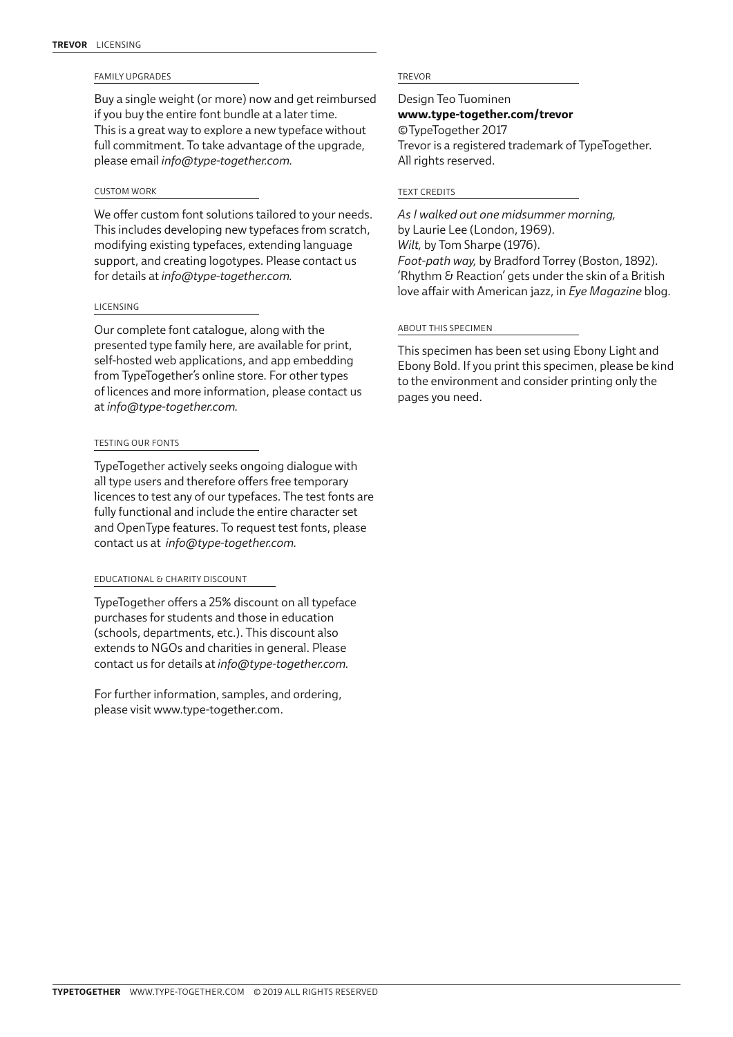## FAMILY UPGRADES

Buy a single weight (or more) now and get reimbursed if you buy the entire font bundle at a later time. This is a great way to explore a new typeface without full commitment. To take advantage of the upgrade, please email *info@type-together.com.*

## CUSTOM WORK

We offer custom font solutions tailored to your needs. This includes developing new typefaces from scratch, modifying existing typefaces, extending language support, and creating logotypes. Please contact us for details at *info@type-together.com.*

## LICENSING

Our complete font catalogue, along with the presented type family here, are available for print, self-hosted web applications, and app embedding from TypeTogether's online store. For other types of licences and more information, please contact us at *info@type-together.com.*

## TESTING OUR FONTS

TypeTogether actively seeks ongoing dialogue with all type users and therefore offers free temporary licences to test any of our typefaces. The test fonts are fully functional and include the entire character set and OpenType features. To request test fonts, please contact us at *info@type-together.com.*

## EDUCATIONAL & CHARITY DISCOUNT

TypeTogether offers a 25% discount on all typeface purchases for students and those in education (schools, departments, etc.). This discount also extends to NGOs and charities in general. Please contact us for details at *info@type-together.com.*

For further information, samples, and ordering, please visit www.type-together.com.

## TREVOR

Design Teo Tuominen
**www.type-together.com/trevor**
©TypeTogether 2017
Trevor is a registered trademark of TypeTogether.
All rights reserved.

## TEXT CREDITS

*As I walked out one midsummer morning,* by Laurie Lee (London, 1969).
*Wilt,* by Tom Sharpe (1976).
*Foot-path way,* by Bradford Torrey (Boston, 1892).
'Rhythm & Reaction' gets under the skin of a British love affair with American jazz, in *Eye Magazine* blog.

## ABOUT THIS SPECIMEN

This specimen has been set using Ebony Light and Ebony Bold. If you print this specimen, please be kind to the environment and consider printing only the pages you need.